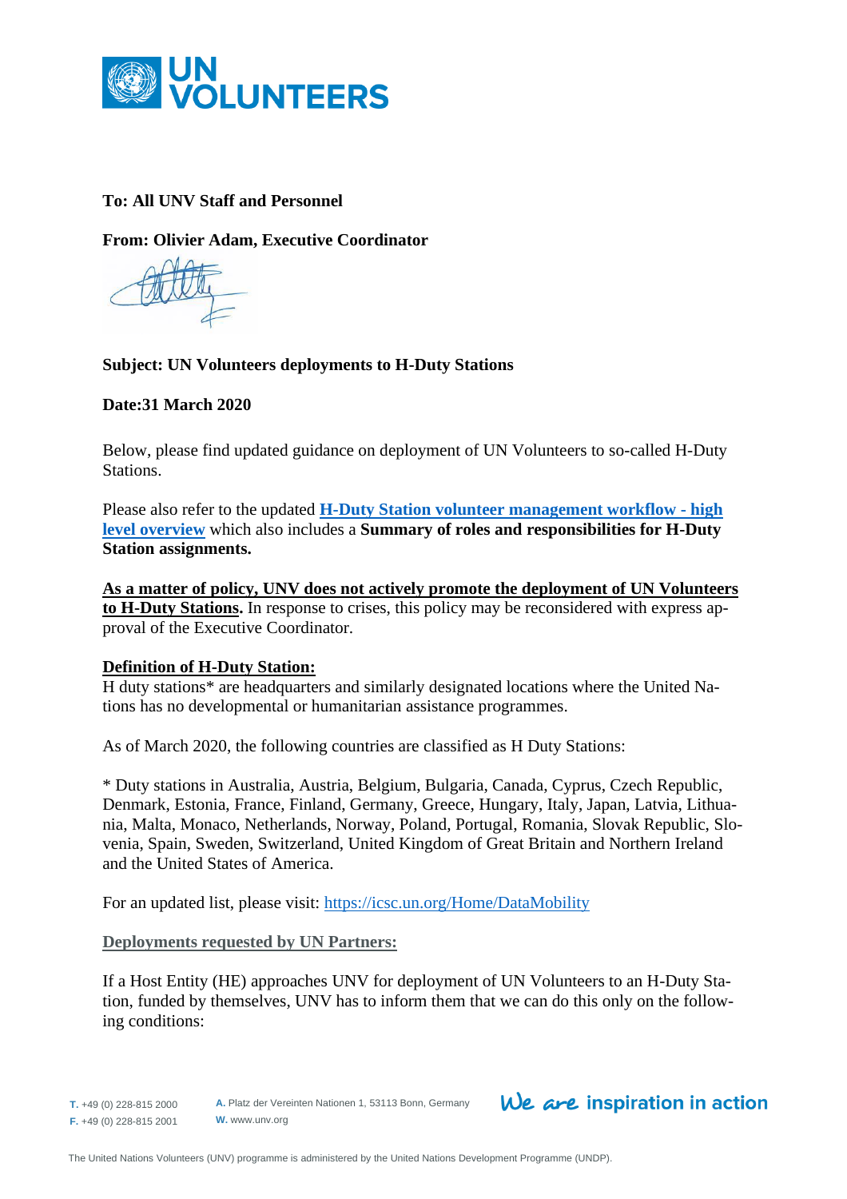**To: All UNV Staff and Personnel**

**From: Olivier Adam, Executive Coordinator**

**Subject: UN Volunteers deployments to H-Duty Stations**

**Date:31 March 2020**

Below, please find updated guidance on deployment of UN Volunteers to so-called H-Duty Stations.

Please also refer to the updated **H-Duty Station volunteer management workflow - high level overview** which also includes a **Summary of roles and responsibilities for H-Duty Station assignments.**

**As a matter of policy, UNV does not actively promote the deployment of UN Volunteers to H-Duty Stations.** In response to crises, this policy may be reconsidered with express approval of the Executive Coordinator.

**Definition of H-Duty Station:**

H duty stations* are headquarters and similarly designated locations where the United Nations has no developmental or humanitarian assistance programmes.

As of March 2020, the following countries are classified as H Duty Stations:

* Duty stations in Australia, Austria, Belgium, Bulgaria, Canada, Cyprus, Czech Republic, Denmark, Estonia, France, Finland, Germany, Greece, Hungary, Italy, Japan, Latvia, Lithuania, Malta, Monaco, Netherlands, Norway, Poland, Portugal, Romania, Slovak Republic, Slovenia, Spain, Sweden, Switzerland, United Kingdom of Great Britain and Northern Ireland and the United States of America.

For an updated list, please visit: https://icsc.un.org/Home/DataMobility

**Deployments requested by UN Partners:**

If a Host Entity (HE) approaches UNV for deployment of UN Volunteers to an H-Duty Station, funded by themselves, UNV has to inform them that we can do this only on the following conditions: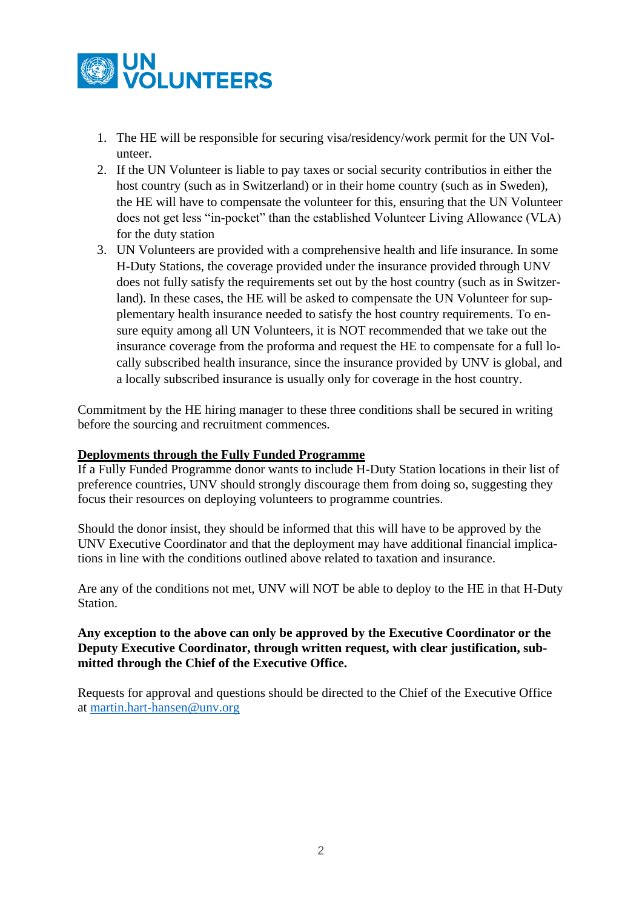1. The HE will be responsible for securing visa/residency/work permit for the UN Volunteer.
2. If the UN Volunteer is liable to pay taxes or social security contributios in either the host country (such as in Switzerland) or in their home country (such as in Sweden), the HE will have to compensate the volunteer for this, ensuring that the UN Volunteer does not get less "in-pocket" than the established Volunteer Living Allowance (VLA) for the duty station
3. UN Volunteers are provided with a comprehensive health and life insurance. In some H-Duty Stations, the coverage provided under the insurance provided through UNV does not fully satisfy the requirements set out by the host country (such as in Switzerland). In these cases, the HE will be asked to compensate the UN Volunteer for supplementary health insurance needed to satisfy the host country requirements. To ensure equity among all UN Volunteers, it is NOT recommended that we take out the insurance coverage from the proforma and request the HE to compensate for a full locally subscribed health insurance, since the insurance provided by UNV is global, and a locally subscribed insurance is usually only for coverage in the host country.

Commitment by the HE hiring manager to these three conditions shall be secured in writing before the sourcing and recruitment commences.

**<u>Deployments through the Fully Funded Programme</u>**

If a Fully Funded Programme donor wants to include H-Duty Station locations in their list of preference countries, UNV should strongly discourage them from doing so, suggesting they focus their resources on deploying volunteers to programme countries.

Should the donor insist, they should be informed that this will have to be approved by the UNV Executive Coordinator and that the deployment may have additional financial implications in line with the conditions outlined above related to taxation and insurance.

Are any of the conditions not met, UNV will NOT be able to deploy to the HE in that H-Duty Station.

**Any exception to the above can only be approved by the Executive Coordinator or the Deputy Executive Coordinator, through written request, with clear justification, submitted through the Chief of the Executive Office.**

Requests for approval and questions should be directed to the Chief of the Executive Office at martin.hart-hansen@unv.org